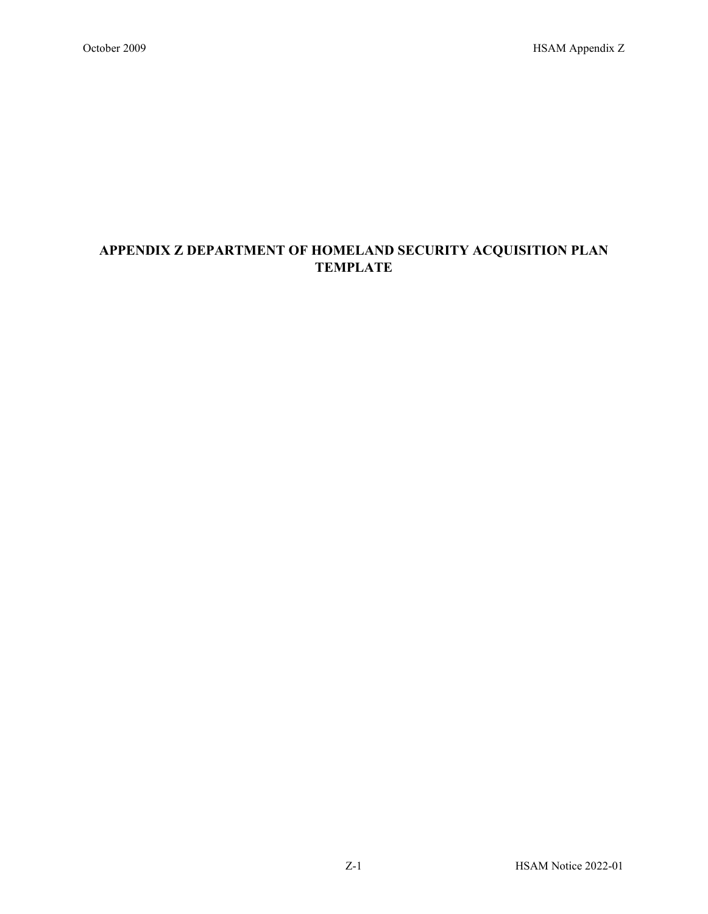# APPENDIX Z DEPARTMENT OF HOMELAND SECURITY ACQUISITION PLAN TEMPLATE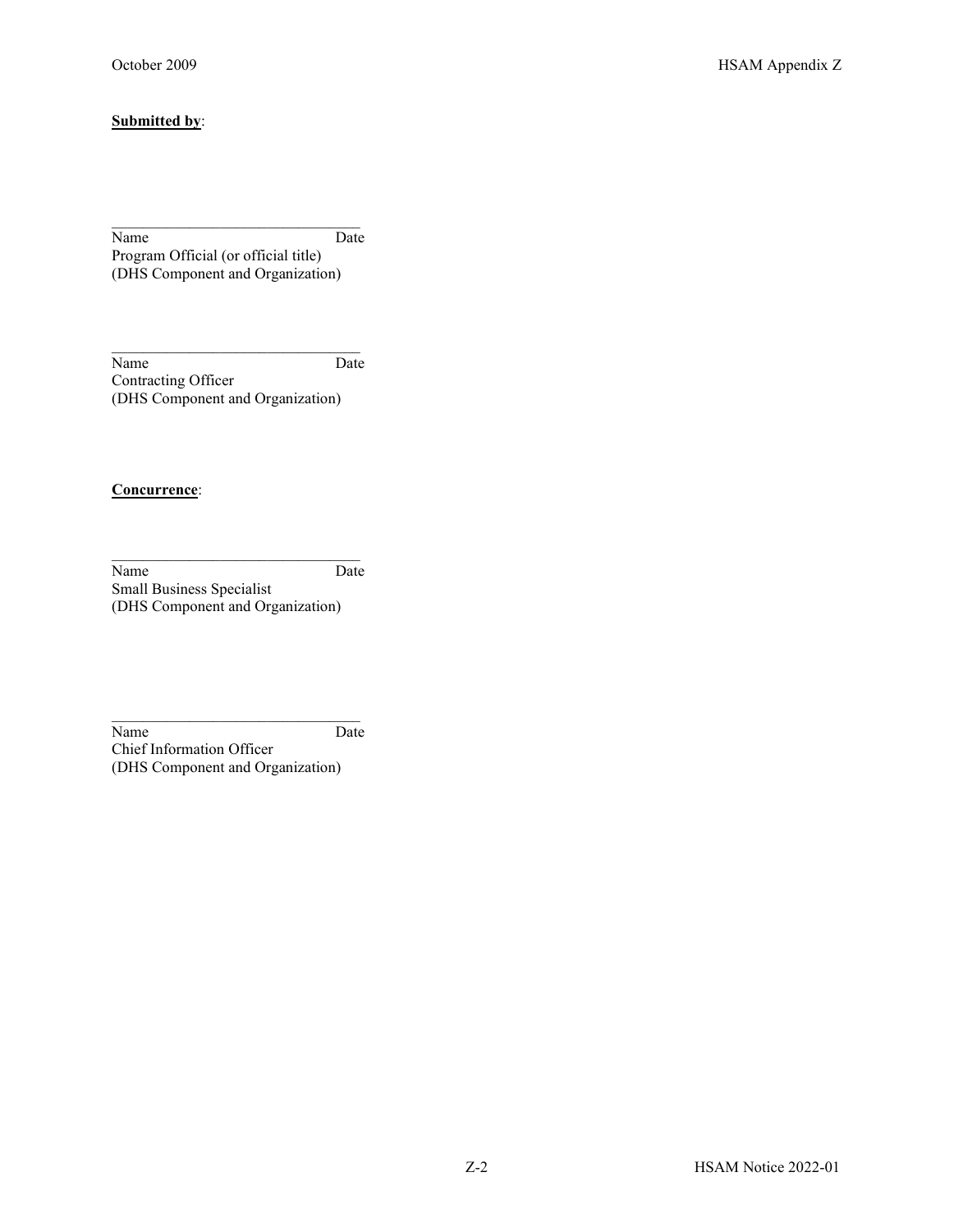**Submitted by**:

\_\_\_\_\_\_\_\_\_\_\_\_\_\_\_\_\_\_\_\_\_\_\_\_\_\_\_\_\_\_\_\_
Name Date
Program Official (or official title)
(DHS Component and Organization)

\_\_\_\_\_\_\_\_\_\_\_\_\_\_\_\_\_\_\_\_\_\_\_\_\_\_\_\_\_\_\_\_
Name Date
Contracting Officer
(DHS Component and Organization)

**Concurrence**:

\_\_\_\_\_\_\_\_\_\_\_\_\_\_\_\_\_\_\_\_\_\_\_\_\_\_\_\_\_\_\_\_
Name Date
Small Business Specialist
(DHS Component and Organization)

\_\_\_\_\_\_\_\_\_\_\_\_\_\_\_\_\_\_\_\_\_\_\_\_\_\_\_\_\_\_\_\_
Name Date
Chief Information Officer
(DHS Component and Organization)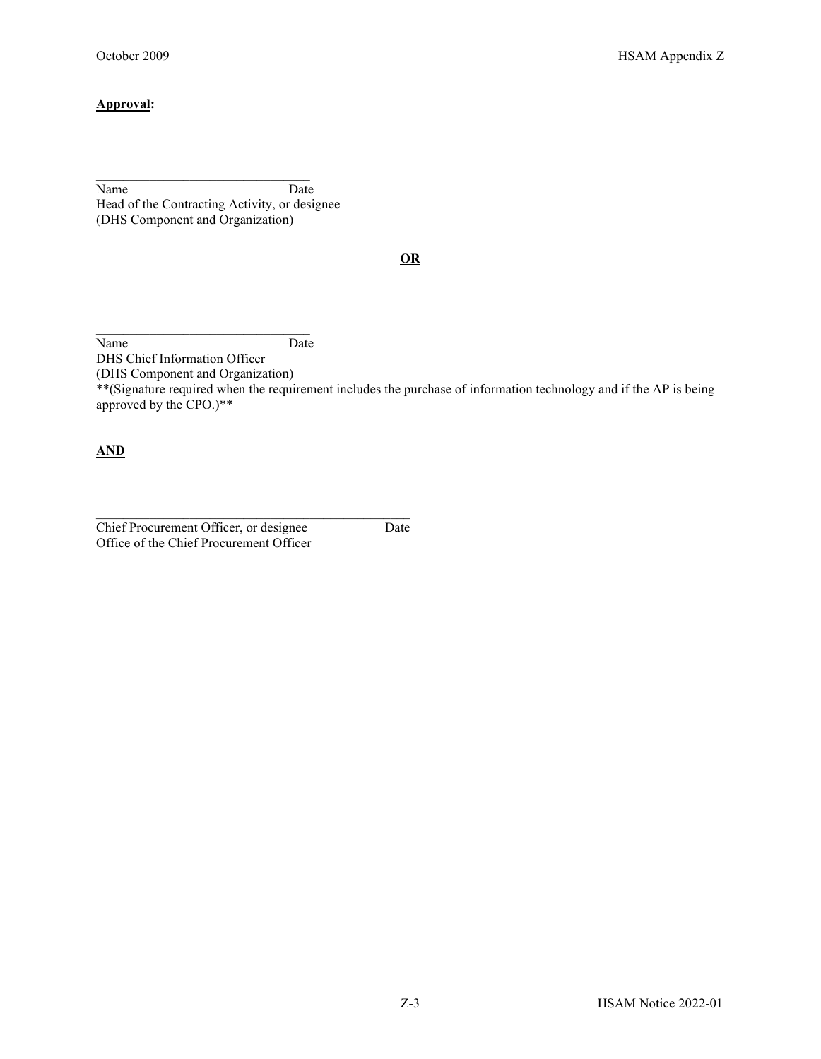**Approval:**

\_\_\_\_\_\_\_\_\_\_\_\_\_\_\_\_\_\_\_\_\_\_\_\_\_\_\_\_\_\_\_\_\_

Name Date
Head of the Contracting Activity, or designee
(DHS Component and Organization)

**OR**

\_\_\_\_\_\_\_\_\_\_\_\_\_\_\_\_\_\_\_\_\_\_\_\_\_\_\_\_\_\_\_\_\_

Name Date
DHS Chief Information Officer
(DHS Component and Organization)
**(Signature required when the requirement includes the purchase of information technology and if the AP is being approved by the CPO.)**

**AND**

\_\_\_\_\_\_\_\_\_\_\_\_\_\_\_\_\_\_\_\_\_\_\_\_\_\_\_\_\_\_\_\_\_\_\_\_\_\_\_\_\_\_\_\_\_\_\_

Chief Procurement Officer, or designee Date
Office of the Chief Procurement Officer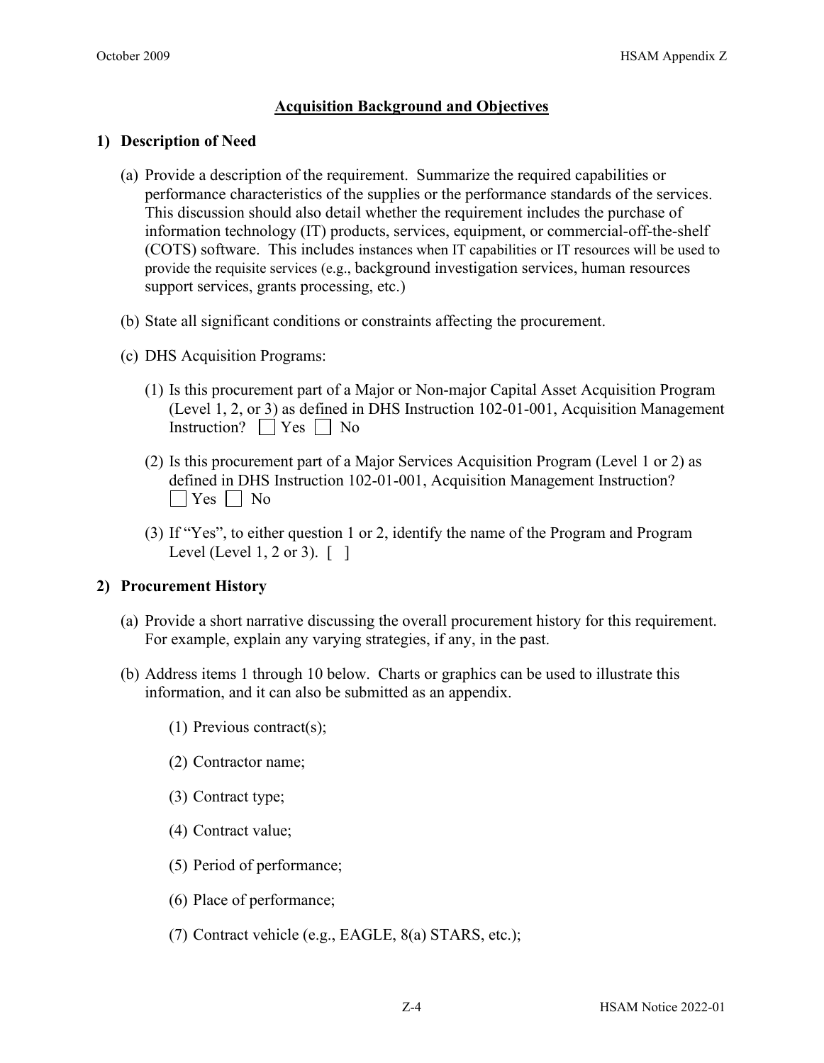## Acquisition Background and Objectives

### 1) Description of Need

(a) Provide a description of the requirement. Summarize the required capabilities or performance characteristics of the supplies or the performance standards of the services. This discussion should also detail whether the requirement includes the purchase of information technology (IT) products, services, equipment, or commercial-off-the-shelf (COTS) software. This includes instances when IT capabilities or IT resources will be used to provide the requisite services (e.g., background investigation services, human resources support services, grants processing, etc.)

(b) State all significant conditions or constraints affecting the procurement.

(c) DHS Acquisition Programs:

(1) Is this procurement part of a Major or Non-major Capital Asset Acquisition Program (Level 1, 2, or 3) as defined in DHS Instruction 102-01-001, Acquisition Management Instruction? ☐ Yes ☐ No

(2) Is this procurement part of a Major Services Acquisition Program (Level 1 or 2) as defined in DHS Instruction 102-01-001, Acquisition Management Instruction? ☐ Yes ☐ No

(3) If "Yes", to either question 1 or 2, identify the name of the Program and Program Level (Level 1, 2 or 3). [ ]

### 2) Procurement History

(a) Provide a short narrative discussing the overall procurement history for this requirement. For example, explain any varying strategies, if any, in the past.

(b) Address items 1 through 10 below. Charts or graphics can be used to illustrate this information, and it can also be submitted as an appendix.

(1) Previous contract(s);

(2) Contractor name;

(3) Contract type;

(4) Contract value;

(5) Period of performance;

(6) Place of performance;

(7) Contract vehicle (e.g., EAGLE, 8(a) STARS, etc.);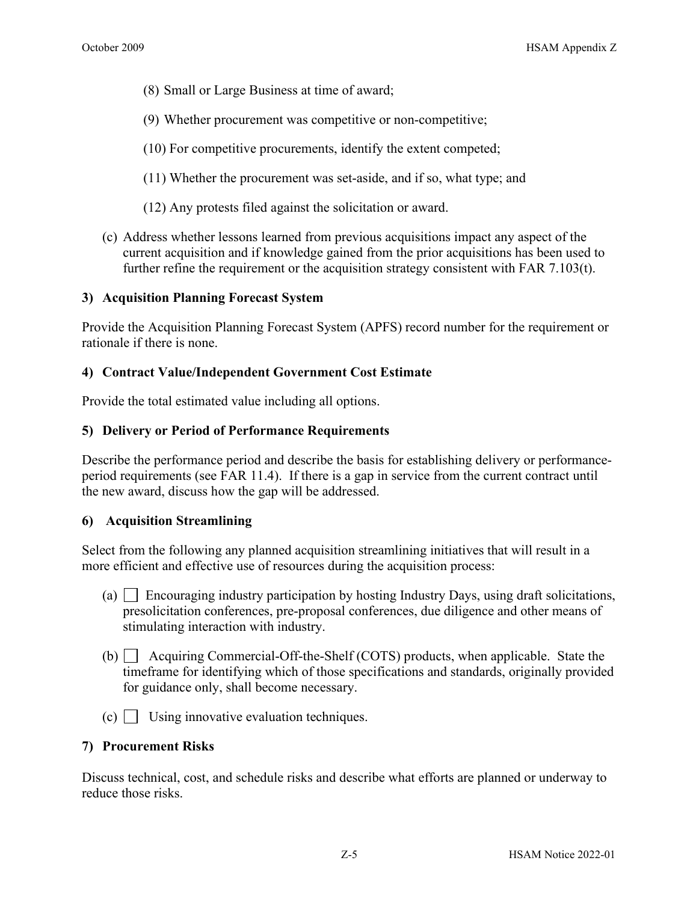(8) Small or Large Business at time of award;

(9) Whether procurement was competitive or non-competitive;

(10) For competitive procurements, identify the extent competed;

(11) Whether the procurement was set-aside, and if so, what type; and

(12) Any protests filed against the solicitation or award.

(c) Address whether lessons learned from previous acquisitions impact any aspect of the current acquisition and if knowledge gained from the prior acquisitions has been used to further refine the requirement or the acquisition strategy consistent with FAR 7.103(t).

**3) Acquisition Planning Forecast System**

Provide the Acquisition Planning Forecast System (APFS) record number for the requirement or rationale if there is none.

**4) Contract Value/Independent Government Cost Estimate**

Provide the total estimated value including all options.

**5) Delivery or Period of Performance Requirements**

Describe the performance period and describe the basis for establishing delivery or performance-period requirements (see FAR 11.4). If there is a gap in service from the current contract until the new award, discuss how the gap will be addressed.

**6) Acquisition Streamlining**

Select from the following any planned acquisition streamlining initiatives that will result in a more efficient and effective use of resources during the acquisition process:

(a) ☐ Encouraging industry participation by hosting Industry Days, using draft solicitations, presolicitation conferences, pre-proposal conferences, due diligence and other means of stimulating interaction with industry.

(b) ☐ Acquiring Commercial-Off-the-Shelf (COTS) products, when applicable. State the timeframe for identifying which of those specifications and standards, originally provided for guidance only, shall become necessary.

(c) ☐ Using innovative evaluation techniques.

**7) Procurement Risks**

Discuss technical, cost, and schedule risks and describe what efforts are planned or underway to reduce those risks.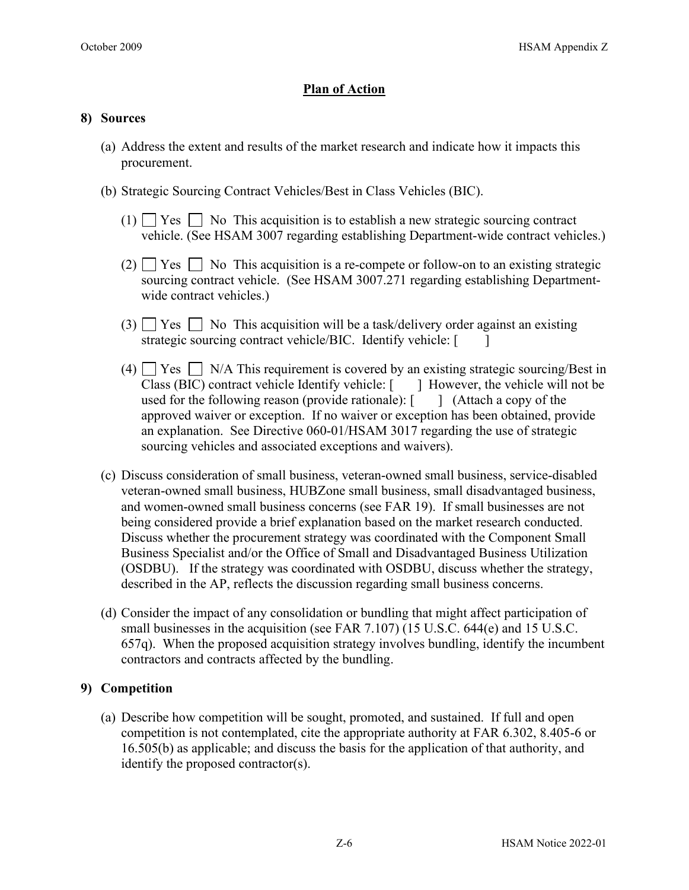## Plan of Action

### 8) Sources

(a) Address the extent and results of the market research and indicate how it impacts this procurement.

(b) Strategic Sourcing Contract Vehicles/Best in Class Vehicles (BIC).

(1) ☐ Yes ☐ No This acquisition is to establish a new strategic sourcing contract vehicle. (See HSAM 3007 regarding establishing Department-wide contract vehicles.)

(2) ☐ Yes ☐ No This acquisition is a re-compete or follow-on to an existing strategic sourcing contract vehicle. (See HSAM 3007.271 regarding establishing Department-wide contract vehicles.)

(3) ☐ Yes ☐ No This acquisition will be a task/delivery order against an existing strategic sourcing contract vehicle/BIC. Identify vehicle: [ ]

(4) ☐ Yes ☐ N/A This requirement is covered by an existing strategic sourcing/Best in Class (BIC) contract vehicle Identify vehicle: [ ] However, the vehicle will not be used for the following reason (provide rationale): [ ] (Attach a copy of the approved waiver or exception. If no waiver or exception has been obtained, provide an explanation. See Directive 060-01/HSAM 3017 regarding the use of strategic sourcing vehicles and associated exceptions and waivers).

(c) Discuss consideration of small business, veteran-owned small business, service-disabled veteran-owned small business, HUBZone small business, small disadvantaged business, and women-owned small business concerns (see FAR 19). If small businesses are not being considered provide a brief explanation based on the market research conducted. Discuss whether the procurement strategy was coordinated with the Component Small Business Specialist and/or the Office of Small and Disadvantaged Business Utilization (OSDBU). If the strategy was coordinated with OSDBU, discuss whether the strategy, described in the AP, reflects the discussion regarding small business concerns.

(d) Consider the impact of any consolidation or bundling that might affect participation of small businesses in the acquisition (see FAR 7.107) (15 U.S.C. 644(e) and 15 U.S.C. 657q). When the proposed acquisition strategy involves bundling, identify the incumbent contractors and contracts affected by the bundling.

### 9) Competition

(a) Describe how competition will be sought, promoted, and sustained. If full and open competition is not contemplated, cite the appropriate authority at FAR 6.302, 8.405-6 or 16.505(b) as applicable; and discuss the basis for the application of that authority, and identify the proposed contractor(s).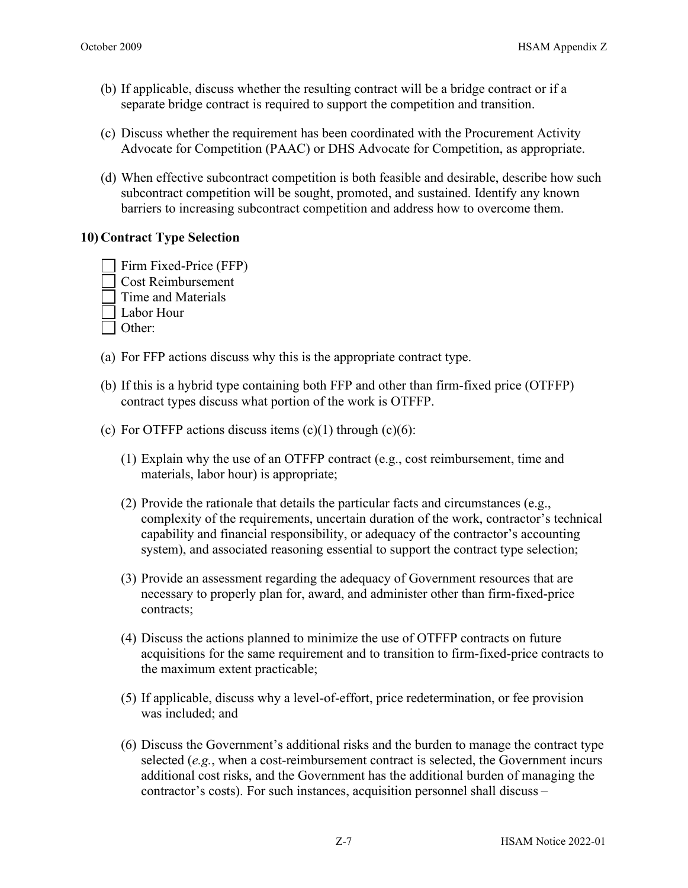(b) If applicable, discuss whether the resulting contract will be a bridge contract or if a separate bridge contract is required to support the competition and transition.

(c) Discuss whether the requirement has been coordinated with the Procurement Activity Advocate for Competition (PAAC) or DHS Advocate for Competition, as appropriate.

(d) When effective subcontract competition is both feasible and desirable, describe how such subcontract competition will be sought, promoted, and sustained. Identify any known barriers to increasing subcontract competition and address how to overcome them.

## 10) Contract Type Selection

- [ ] Firm Fixed-Price (FFP)
- [ ] Cost Reimbursement
- [ ] Time and Materials
- [ ] Labor Hour
- [ ] Other:

(a) For FFP actions discuss why this is the appropriate contract type.

(b) If this is a hybrid type containing both FFP and other than firm-fixed price (OTFFP) contract types discuss what portion of the work is OTFFP.

(c) For OTFFP actions discuss items (c)(1) through (c)(6):

(1) Explain why the use of an OTFFP contract (e.g., cost reimbursement, time and materials, labor hour) is appropriate;

(2) Provide the rationale that details the particular facts and circumstances (e.g., complexity of the requirements, uncertain duration of the work, contractor's technical capability and financial responsibility, or adequacy of the contractor's accounting system), and associated reasoning essential to support the contract type selection;

(3) Provide an assessment regarding the adequacy of Government resources that are necessary to properly plan for, award, and administer other than firm-fixed-price contracts;

(4) Discuss the actions planned to minimize the use of OTFFP contracts on future acquisitions for the same requirement and to transition to firm-fixed-price contracts to the maximum extent practicable;

(5) If applicable, discuss why a level-of-effort, price redetermination, or fee provision was included; and

(6) Discuss the Government's additional risks and the burden to manage the contract type selected (*e.g.*, when a cost-reimbursement contract is selected, the Government incurs additional cost risks, and the Government has the additional burden of managing the contractor's costs). For such instances, acquisition personnel shall discuss –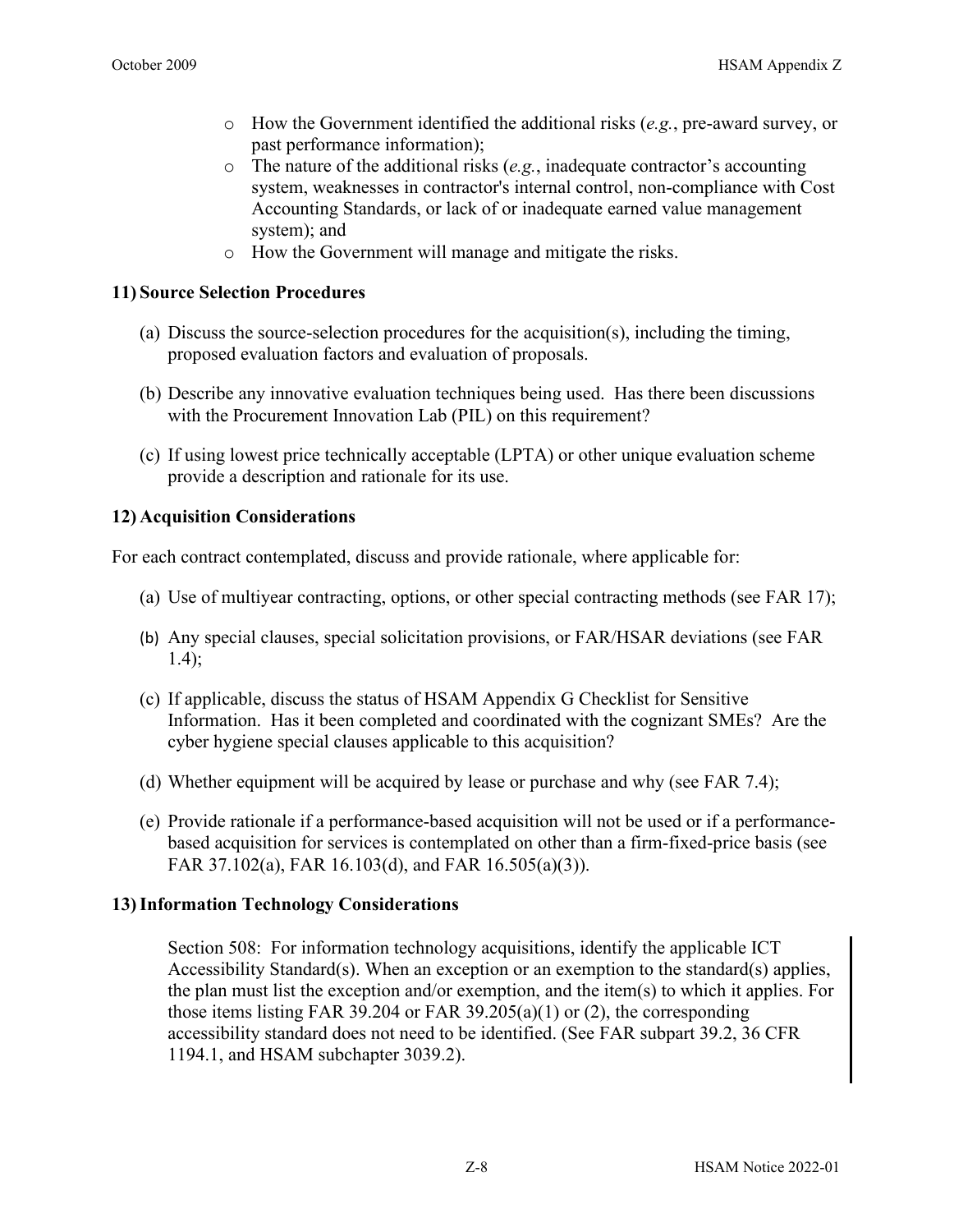- How the Government identified the additional risks (*e.g.*, pre-award survey, or past performance information);
- The nature of the additional risks (*e.g.*, inadequate contractor's accounting system, weaknesses in contractor's internal control, non-compliance with Cost Accounting Standards, or lack of or inadequate earned value management system); and
- How the Government will manage and mitigate the risks.

**11) Source Selection Procedures**

(a) Discuss the source-selection procedures for the acquisition(s), including the timing, proposed evaluation factors and evaluation of proposals.

(b) Describe any innovative evaluation techniques being used. Has there been discussions with the Procurement Innovation Lab (PIL) on this requirement?

(c) If using lowest price technically acceptable (LPTA) or other unique evaluation scheme provide a description and rationale for its use.

**12) Acquisition Considerations**

For each contract contemplated, discuss and provide rationale, where applicable for:

(a) Use of multiyear contracting, options, or other special contracting methods (see FAR 17);

(b) Any special clauses, special solicitation provisions, or FAR/HSAR deviations (see FAR 1.4);

(c) If applicable, discuss the status of HSAM Appendix G Checklist for Sensitive Information. Has it been completed and coordinated with the cognizant SMEs? Are the cyber hygiene special clauses applicable to this acquisition?

(d) Whether equipment will be acquired by lease or purchase and why (see FAR 7.4);

(e) Provide rationale if a performance-based acquisition will not be used or if a performance-based acquisition for services is contemplated on other than a firm-fixed-price basis (see FAR 37.102(a), FAR 16.103(d), and FAR 16.505(a)(3)).

**13) Information Technology Considerations**

Section 508: For information technology acquisitions, identify the applicable ICT Accessibility Standard(s). When an exception or an exemption to the standard(s) applies, the plan must list the exception and/or exemption, and the item(s) to which it applies. For those items listing FAR 39.204 or FAR 39.205(a)(1) or (2), the corresponding accessibility standard does not need to be identified. (See FAR subpart 39.2, 36 CFR 1194.1, and HSAM subchapter 3039.2).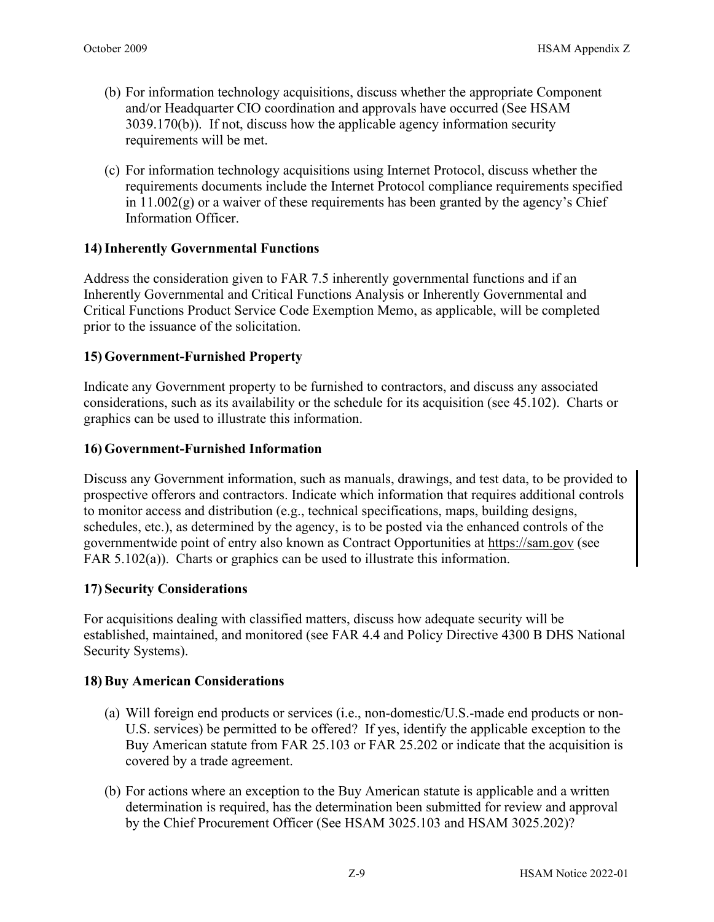(b) For information technology acquisitions, discuss whether the appropriate Component and/or Headquarter CIO coordination and approvals have occurred (See HSAM 3039.170(b)). If not, discuss how the applicable agency information security requirements will be met.

(c) For information technology acquisitions using Internet Protocol, discuss whether the requirements documents include the Internet Protocol compliance requirements specified in 11.002(g) or a waiver of these requirements has been granted by the agency's Chief Information Officer.

### 14) Inherently Governmental Functions

Address the consideration given to FAR 7.5 inherently governmental functions and if an Inherently Governmental and Critical Functions Analysis or Inherently Governmental and Critical Functions Product Service Code Exemption Memo, as applicable, will be completed prior to the issuance of the solicitation.

### 15) Government-Furnished Property

Indicate any Government property to be furnished to contractors, and discuss any associated considerations, such as its availability or the schedule for its acquisition (see 45.102). Charts or graphics can be used to illustrate this information.

### 16) Government-Furnished Information

Discuss any Government information, such as manuals, drawings, and test data, to be provided to prospective offerors and contractors. Indicate which information that requires additional controls to monitor access and distribution (e.g., technical specifications, maps, building designs, schedules, etc.), as determined by the agency, is to be posted via the enhanced controls of the governmentwide point of entry also known as Contract Opportunities at https://sam.gov (see FAR 5.102(a)). Charts or graphics can be used to illustrate this information.

### 17) Security Considerations

For acquisitions dealing with classified matters, discuss how adequate security will be established, maintained, and monitored (see FAR 4.4 and Policy Directive 4300 B DHS National Security Systems).

### 18) Buy American Considerations

(a) Will foreign end products or services (i.e., non-domestic/U.S.-made end products or non-U.S. services) be permitted to be offered? If yes, identify the applicable exception to the Buy American statute from FAR 25.103 or FAR 25.202 or indicate that the acquisition is covered by a trade agreement.

(b) For actions where an exception to the Buy American statute is applicable and a written determination is required, has the determination been submitted for review and approval by the Chief Procurement Officer (See HSAM 3025.103 and HSAM 3025.202)?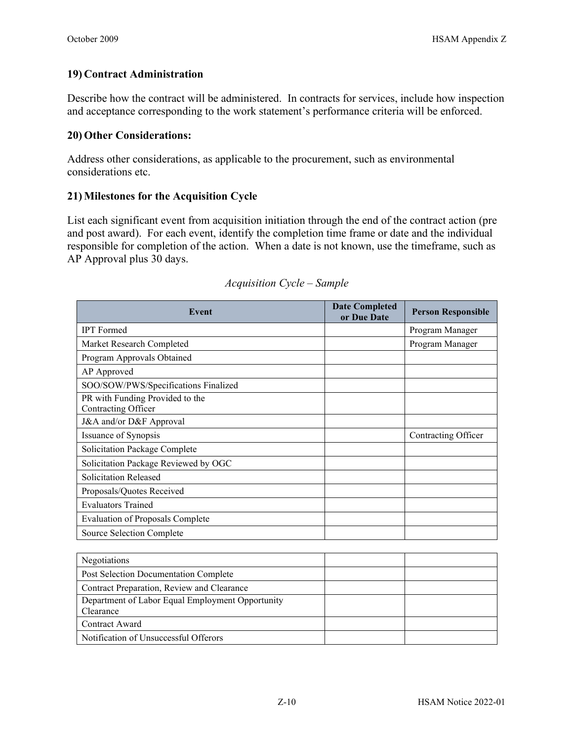### 19) Contract Administration

Describe how the contract will be administered. In contracts for services, include how inspection and acceptance corresponding to the work statement's performance criteria will be enforced.

### 20) Other Considerations:

Address other considerations, as applicable to the procurement, such as environmental considerations etc.

### 21) Milestones for the Acquisition Cycle

List each significant event from acquisition initiation through the end of the contract action (pre and post award). For each event, identify the completion time frame or date and the individual responsible for completion of the action. When a date is not known, use the timeframe, such as AP Approval plus 30 days.

*Acquisition Cycle – Sample*

| Event | Date Completed or Due Date | Person Responsible |
|---|---|---|
| IPT Formed | | Program Manager |
| Market Research Completed | | Program Manager |
| Program Approvals Obtained | | |
| AP Approved | | |
| SOO/SOW/PWS/Specifications Finalized | | |
| PR with Funding Provided to the Contracting Officer | | |
| J&A and/or D&F Approval | | |
| Issuance of Synopsis | | Contracting Officer |
| Solicitation Package Complete | | |
| Solicitation Package Reviewed by OGC | | |
| Solicitation Released | | |
| Proposals/Quotes Received | | |
| Evaluators Trained | | |
| Evaluation of Proposals Complete | | |
| Source Selection Complete | | |
| Negotiations | | |
| Post Selection Documentation Complete | | |
| Contract Preparation, Review and Clearance | | |
| Department of Labor Equal Employment Opportunity Clearance | | |
| Contract Award | | |
| Notification of Unsuccessful Offerors | | |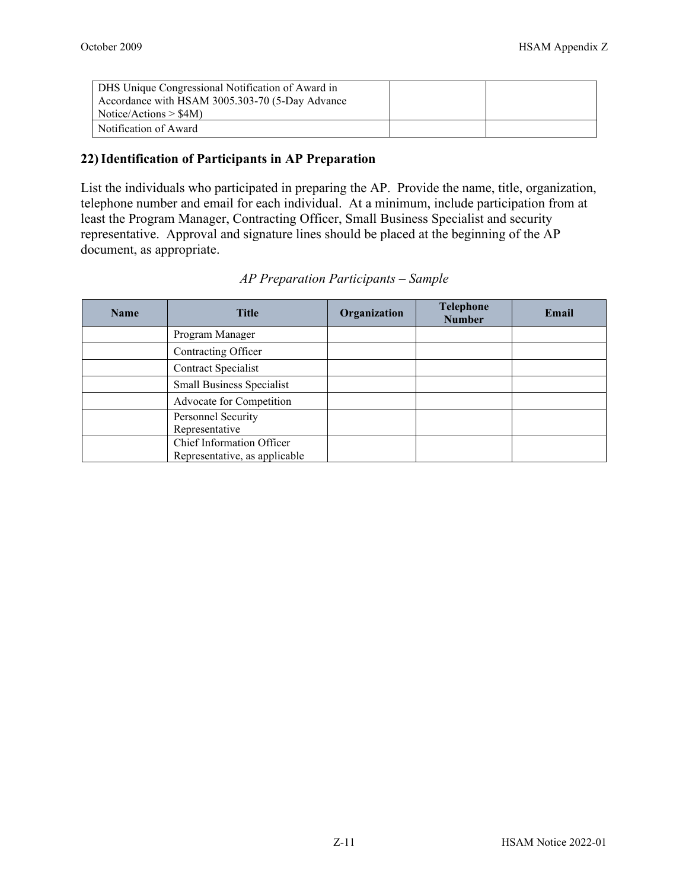| | | |
|---|---|---|
| DHS Unique Congressional Notification of Award in Accordance with HSAM 3005.303-70 (5-Day Advance Notice/Actions > $4M) | | |
| Notification of Award | | |

## 22) Identification of Participants in AP Preparation

List the individuals who participated in preparing the AP. Provide the name, title, organization, telephone number and email for each individual. At a minimum, include participation from at least the Program Manager, Contracting Officer, Small Business Specialist and security representative. Approval and signature lines should be placed at the beginning of the AP document, as appropriate.

*AP Preparation Participants – Sample*

| Name | Title | Organization | Telephone Number | Email |
|---|---|---|---|---|
| | Program Manager | | | |
| | Contracting Officer | | | |
| | Contract Specialist | | | |
| | Small Business Specialist | | | |
| | Advocate for Competition | | | |
| | Personnel Security Representative | | | |
| | Chief Information Officer Representative, as applicable | | | |